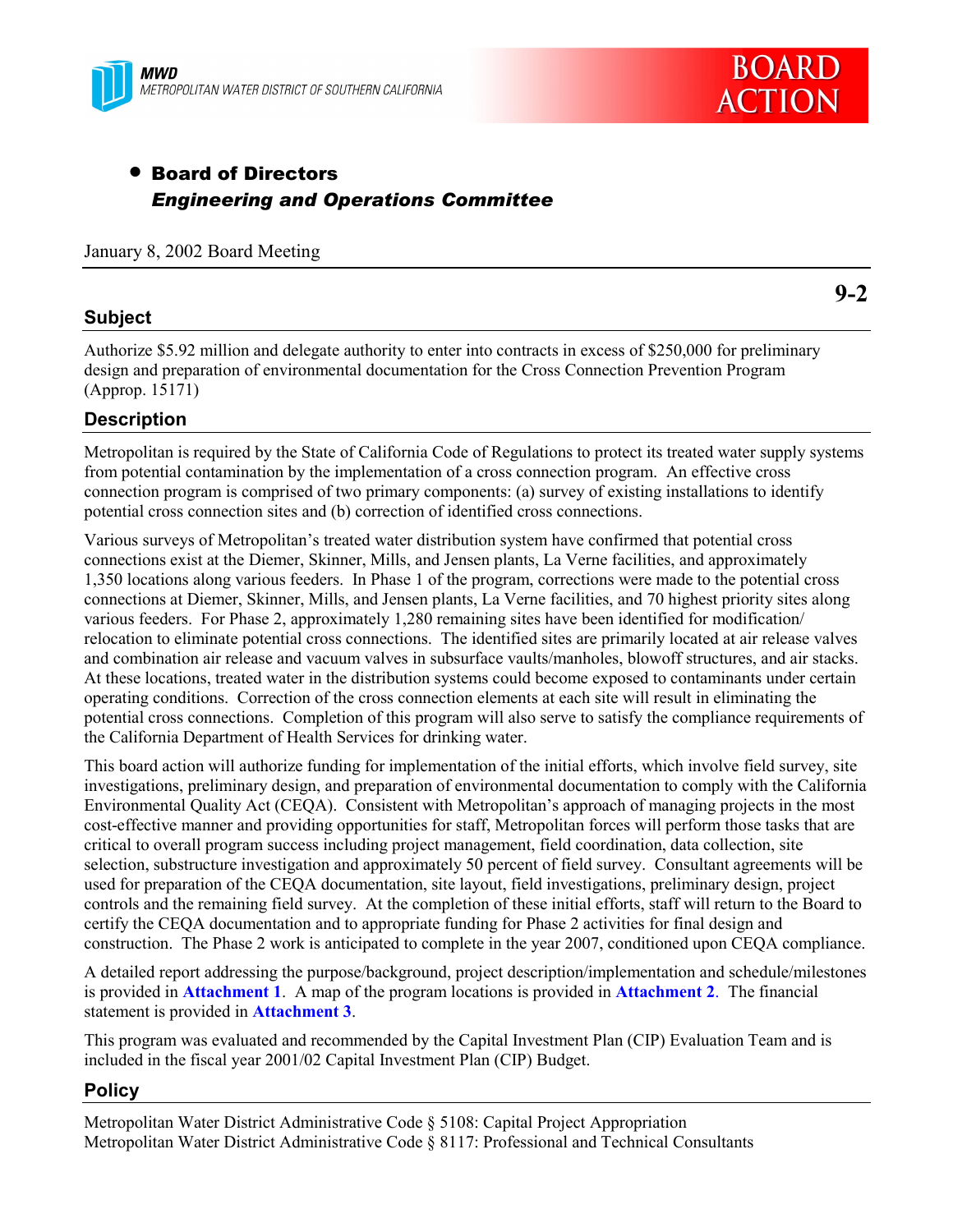MWD
METROPOLITAN WATER DISTRICT OF SOUTHERN CALIFORNIA

BOARD ACTION

- **Board of Directors**
  ***Engineering and Operations Committee***

January 8, 2002 Board Meeting

**9-2**

## Subject

Authorize $5.92 million and delegate authority to enter into contracts in excess of $250,000 for preliminary design and preparation of environmental documentation for the Cross Connection Prevention Program (Approp. 15171)

## Description

Metropolitan is required by the State of California Code of Regulations to protect its treated water supply systems from potential contamination by the implementation of a cross connection program. An effective cross connection program is comprised of two primary components: (a) survey of existing installations to identify potential cross connection sites and (b) correction of identified cross connections.

Various surveys of Metropolitan's treated water distribution system have confirmed that potential cross connections exist at the Diemer, Skinner, Mills, and Jensen plants, La Verne facilities, and approximately 1,350 locations along various feeders. In Phase 1 of the program, corrections were made to the potential cross connections at Diemer, Skinner, Mills, and Jensen plants, La Verne facilities, and 70 highest priority sites along various feeders. For Phase 2, approximately 1,280 remaining sites have been identified for modification/ relocation to eliminate potential cross connections. The identified sites are primarily located at air release valves and combination air release and vacuum valves in subsurface vaults/manholes, blowoff structures, and air stacks. At these locations, treated water in the distribution systems could become exposed to contaminants under certain operating conditions. Correction of the cross connection elements at each site will result in eliminating the potential cross connections. Completion of this program will also serve to satisfy the compliance requirements of the California Department of Health Services for drinking water.

This board action will authorize funding for implementation of the initial efforts, which involve field survey, site investigations, preliminary design, and preparation of environmental documentation to comply with the California Environmental Quality Act (CEQA). Consistent with Metropolitan's approach of managing projects in the most cost-effective manner and providing opportunities for staff, Metropolitan forces will perform those tasks that are critical to overall program success including project management, field coordination, data collection, site selection, substructure investigation and approximately 50 percent of field survey. Consultant agreements will be used for preparation of the CEQA documentation, site layout, field investigations, preliminary design, project controls and the remaining field survey. At the completion of these initial efforts, staff will return to the Board to certify the CEQA documentation and to appropriate funding for Phase 2 activities for final design and construction. The Phase 2 work is anticipated to complete in the year 2007, conditioned upon CEQA compliance.

A detailed report addressing the purpose/background, project description/implementation and schedule/milestones is provided in **Attachment 1**. A map of the program locations is provided in **Attachment 2**. The financial statement is provided in **Attachment 3**.

This program was evaluated and recommended by the Capital Investment Plan (CIP) Evaluation Team and is included in the fiscal year 2001/02 Capital Investment Plan (CIP) Budget.

## Policy

Metropolitan Water District Administrative Code § 5108: Capital Project Appropriation
Metropolitan Water District Administrative Code § 8117: Professional and Technical Consultants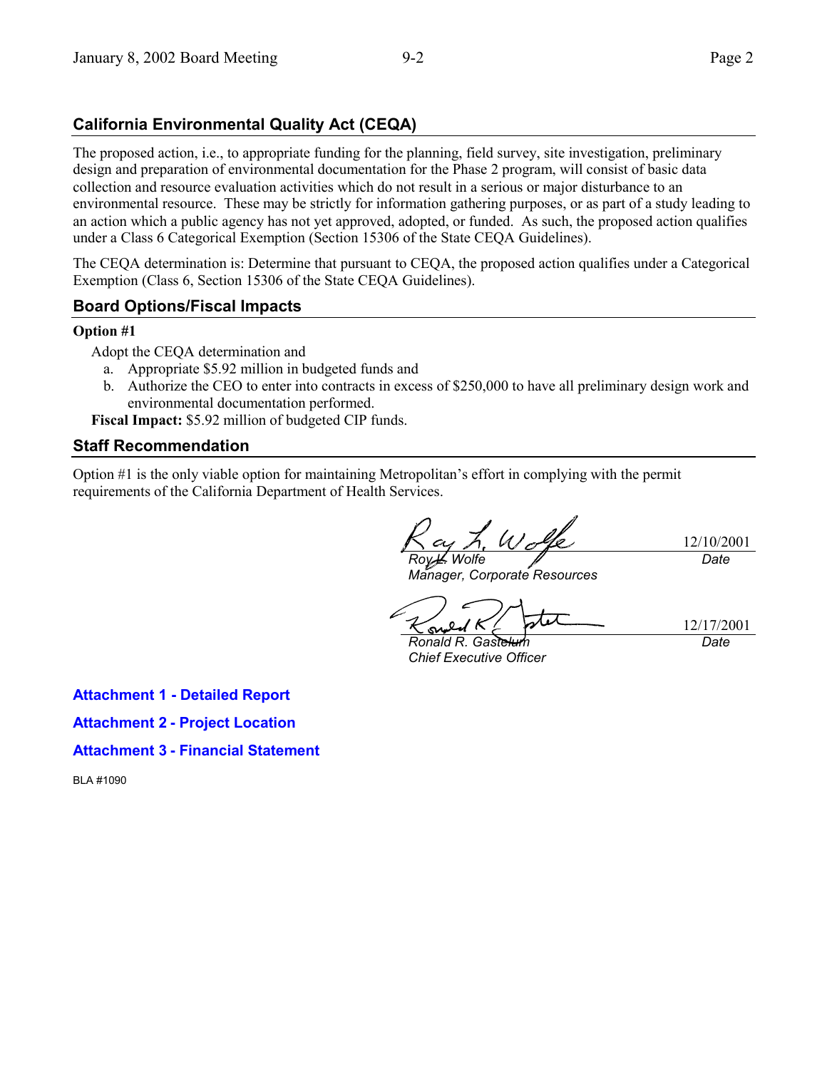## California Environmental Quality Act (CEQA)

The proposed action, i.e., to appropriate funding for the planning, field survey, site investigation, preliminary design and preparation of environmental documentation for the Phase 2 program, will consist of basic data collection and resource evaluation activities which do not result in a serious or major disturbance to an environmental resource. These may be strictly for information gathering purposes, or as part of a study leading to an action which a public agency has not yet approved, adopted, or funded. As such, the proposed action qualifies under a Class 6 Categorical Exemption (Section 15306 of the State CEQA Guidelines).

The CEQA determination is: Determine that pursuant to CEQA, the proposed action qualifies under a Categorical Exemption (Class 6, Section 15306 of the State CEQA Guidelines).

## Board Options/Fiscal Impacts

**Option #1**

Adopt the CEQA determination and

a. Appropriate $5.92 million in budgeted funds and
b. Authorize the CEO to enter into contracts in excess of $250,000 to have all preliminary design work and environmental documentation performed.

**Fiscal Impact:** $5.92 million of budgeted CIP funds.

## Staff Recommendation

Option #1 is the only viable option for maintaining Metropolitan's effort in complying with the permit requirements of the California Department of Health Services.

| | |
|---|---|
| *Roy L. Wolfe*<br>*Manager, Corporate Resources* | 12/10/2001<br>*Date* |
| *Ronald R. Gastelum*<br>*Chief Executive Officer* | 12/17/2001<br>*Date* |

**Attachment 1 - Detailed Report**

**Attachment 2 - Project Location**

**Attachment 3 - Financial Statement**

BLA #1090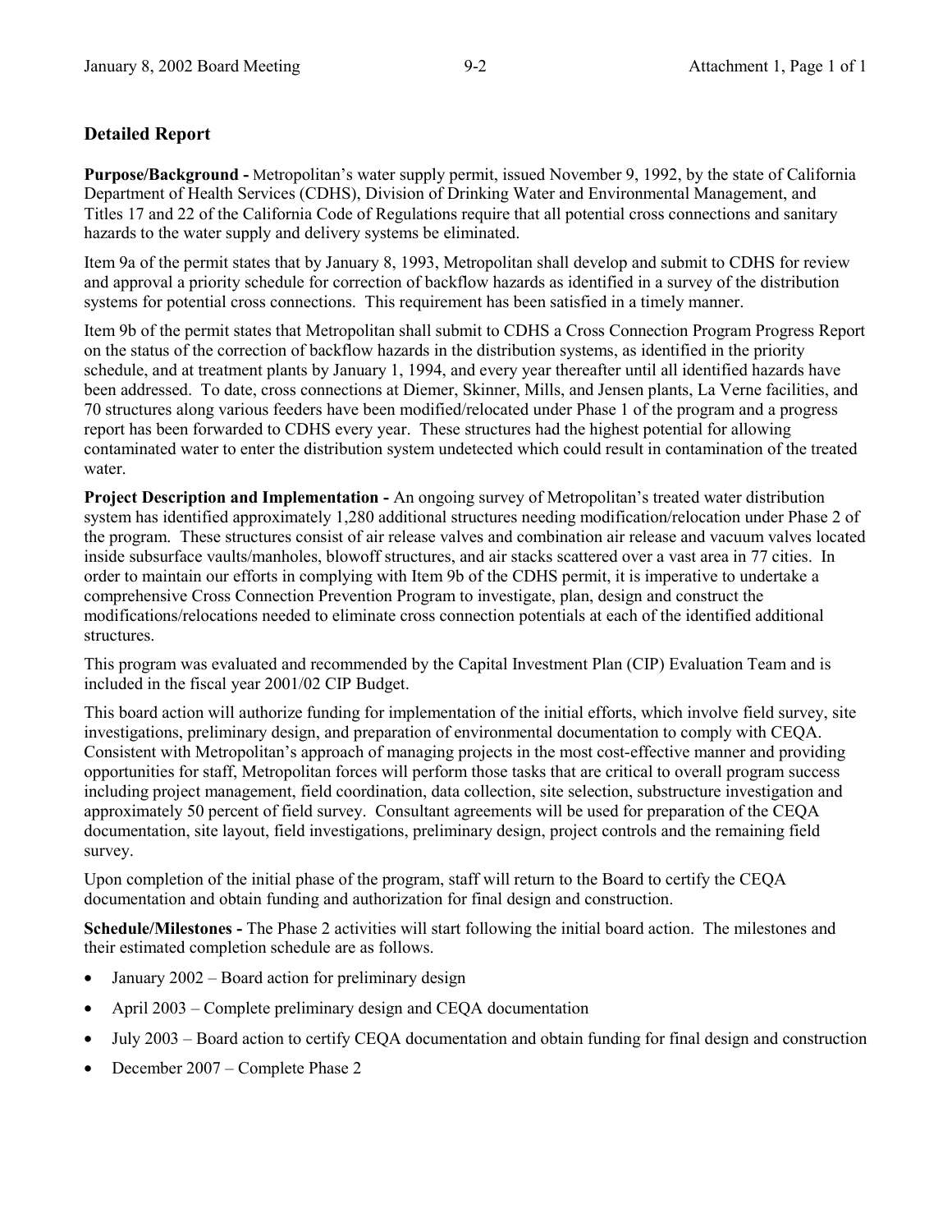## Detailed Report

**Purpose/Background -** Metropolitan's water supply permit, issued November 9, 1992, by the state of California Department of Health Services (CDHS), Division of Drinking Water and Environmental Management, and Titles 17 and 22 of the California Code of Regulations require that all potential cross connections and sanitary hazards to the water supply and delivery systems be eliminated.

Item 9a of the permit states that by January 8, 1993, Metropolitan shall develop and submit to CDHS for review and approval a priority schedule for correction of backflow hazards as identified in a survey of the distribution systems for potential cross connections. This requirement has been satisfied in a timely manner.

Item 9b of the permit states that Metropolitan shall submit to CDHS a Cross Connection Program Progress Report on the status of the correction of backflow hazards in the distribution systems, as identified in the priority schedule, and at treatment plants by January 1, 1994, and every year thereafter until all identified hazards have been addressed. To date, cross connections at Diemer, Skinner, Mills, and Jensen plants, La Verne facilities, and 70 structures along various feeders have been modified/relocated under Phase 1 of the program and a progress report has been forwarded to CDHS every year. These structures had the highest potential for allowing contaminated water to enter the distribution system undetected which could result in contamination of the treated water.

**Project Description and Implementation -** An ongoing survey of Metropolitan's treated water distribution system has identified approximately 1,280 additional structures needing modification/relocation under Phase 2 of the program. These structures consist of air release valves and combination air release and vacuum valves located inside subsurface vaults/manholes, blowoff structures, and air stacks scattered over a vast area in 77 cities. In order to maintain our efforts in complying with Item 9b of the CDHS permit, it is imperative to undertake a comprehensive Cross Connection Prevention Program to investigate, plan, design and construct the modifications/relocations needed to eliminate cross connection potentials at each of the identified additional structures.

This program was evaluated and recommended by the Capital Investment Plan (CIP) Evaluation Team and is included in the fiscal year 2001/02 CIP Budget.

This board action will authorize funding for implementation of the initial efforts, which involve field survey, site investigations, preliminary design, and preparation of environmental documentation to comply with CEQA. Consistent with Metropolitan's approach of managing projects in the most cost-effective manner and providing opportunities for staff, Metropolitan forces will perform those tasks that are critical to overall program success including project management, field coordination, data collection, site selection, substructure investigation and approximately 50 percent of field survey. Consultant agreements will be used for preparation of the CEQA documentation, site layout, field investigations, preliminary design, project controls and the remaining field survey.

Upon completion of the initial phase of the program, staff will return to the Board to certify the CEQA documentation and obtain funding and authorization for final design and construction.

**Schedule/Milestones -** The Phase 2 activities will start following the initial board action. The milestones and their estimated completion schedule are as follows.

- January 2002 – Board action for preliminary design
- April 2003 – Complete preliminary design and CEQA documentation
- July 2003 – Board action to certify CEQA documentation and obtain funding for final design and construction
- December 2007 – Complete Phase 2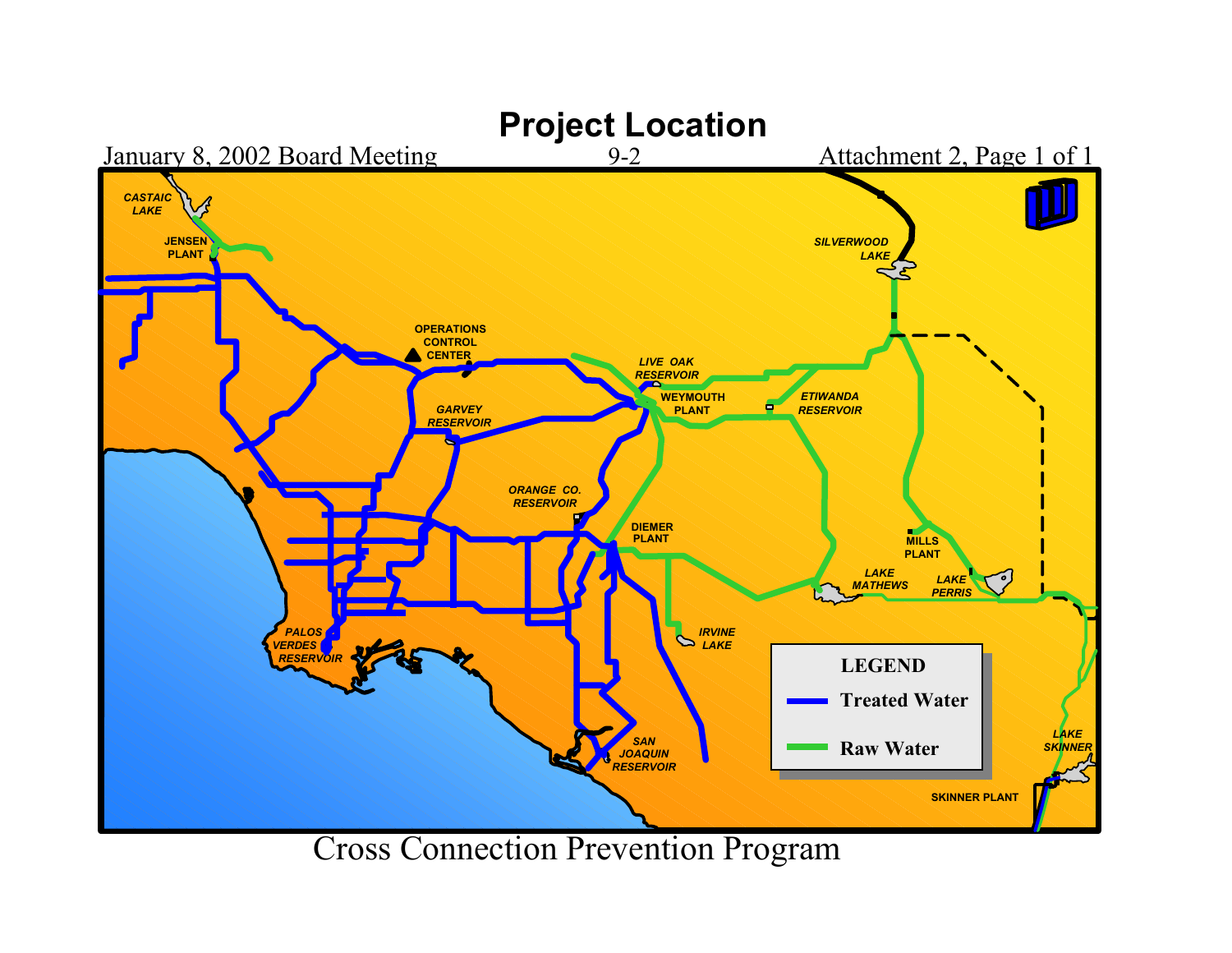# Project Location

January 8, 2002 Board Meeting 9-2 Attachment 2, Page 1 of 1

CASTAIC LAKE

JENSEN PLANT

SILVERWOOD LAKE

OPERATIONS CONTROL CENTER

LIVE OAK RESERVOIR

WEYMOUTH PLANT

ETIWANDA RESERVOIR

GARVEY RESERVOIR

ORANGE CO. RESERVOIR

DIEMER PLANT

MILLS PLANT

LAKE MATHEWS

LAKE PERRIS

PALOS VERDES RESERVOIR

IRVINE LAKE

SAN JOAQUIN RESERVOIR

LAKE SKINNER

SKINNER PLANT

**LEGEND**

- **Treated Water**
- **Raw Water**

Cross Connection Prevention Program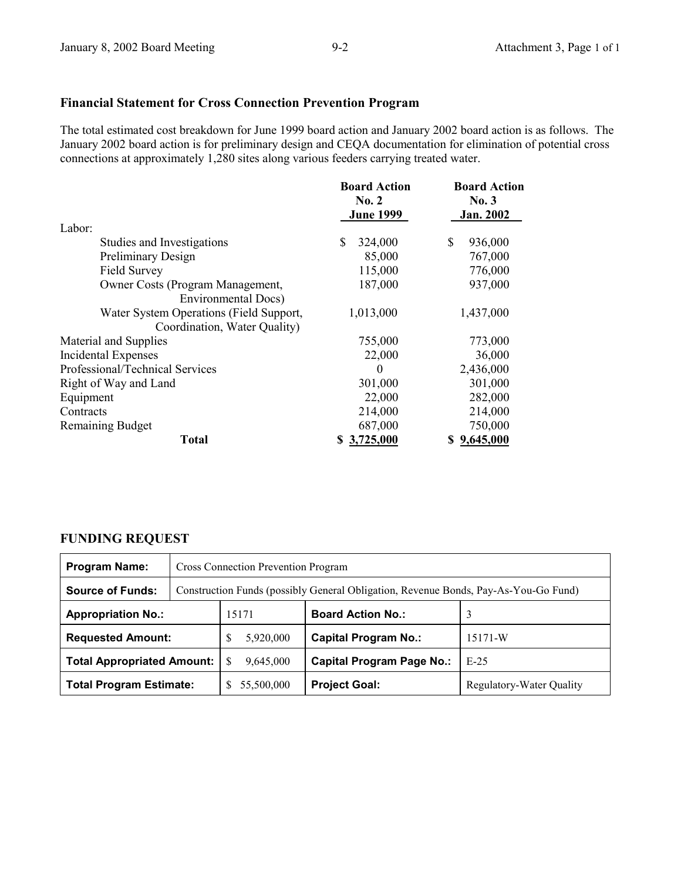## Financial Statement for Cross Connection Prevention Program

The total estimated cost breakdown for June 1999 board action and January 2002 board action is as follows. The January 2002 board action is for preliminary design and CEQA documentation for elimination of potential cross connections at approximately 1,280 sites along various feeders carrying treated water.

| | Board Action No. 2 June 1999 | Board Action No. 3 Jan. 2002 |
|---|---|---|
| Labor: | | |
| Studies and Investigations | $ 324,000 | $ 936,000 |
| Preliminary Design | 85,000 | 767,000 |
| Field Survey | 115,000 | 776,000 |
| Owner Costs (Program Management, Environmental Docs) | 187,000 | 937,000 |
| Water System Operations (Field Support, Coordination, Water Quality) | 1,013,000 | 1,437,000 |
| Material and Supplies | 755,000 | 773,000 |
| Incidental Expenses | 22,000 | 36,000 |
| Professional/Technical Services | 0 | 2,436,000 |
| Right of Way and Land | 301,000 | 301,000 |
| Equipment | 22,000 | 282,000 |
| Contracts | 214,000 | 214,000 |
| Remaining Budget | 687,000 | 750,000 |
| **Total** | **$ 3,725,000** | **$ 9,645,000** |

## FUNDING REQUEST

| | | | |
|---|---|---|---|
| **Program Name:** | Cross Connection Prevention Program | | |
| **Source of Funds:** | Construction Funds (possibly General Obligation, Revenue Bonds, Pay-As-You-Go Fund) | | |
| **Appropriation No.:** | 15171 | **Board Action No.:** | 3 |
| **Requested Amount:** | $ 5,920,000 | **Capital Program No.:** | 15171-W |
| **Total Appropriated Amount:** | $ 9,645,000 | **Capital Program Page No.:** | E-25 |
| **Total Program Estimate:** | $ 55,500,000 | **Project Goal:** | Regulatory-Water Quality |